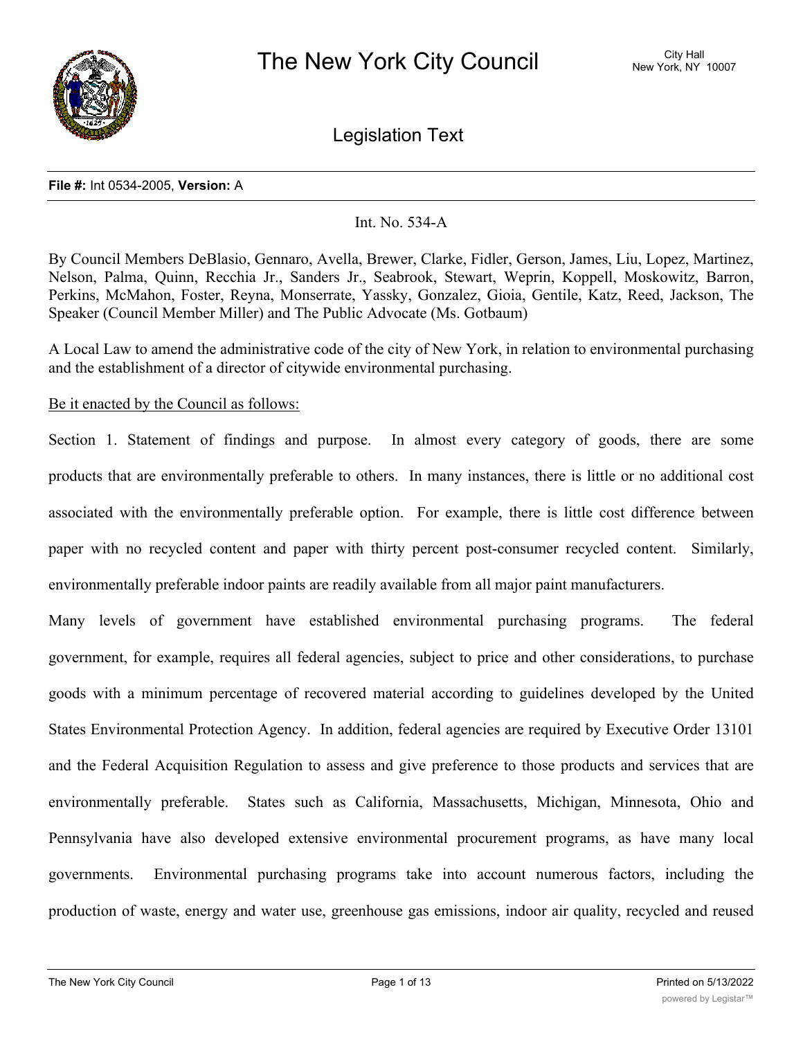# The New York City Council

City Hall
New York, NY 10007

## Legislation Text

**File #:** Int 0534-2005, **Version:** A

Int. No. 534-A

By Council Members DeBlasio, Gennaro, Avella, Brewer, Clarke, Fidler, Gerson, James, Liu, Lopez, Martinez, Nelson, Palma, Quinn, Recchia Jr., Sanders Jr., Seabrook, Stewart, Weprin, Koppell, Moskowitz, Barron, Perkins, McMahon, Foster, Reyna, Monserrate, Yassky, Gonzalez, Gioia, Gentile, Katz, Reed, Jackson, The Speaker (Council Member Miller) and The Public Advocate (Ms. Gotbaum)

A Local Law to amend the administrative code of the city of New York, in relation to environmental purchasing and the establishment of a director of citywide environmental purchasing.

Be it enacted by the Council as follows:

Section 1. Statement of findings and purpose. In almost every category of goods, there are some products that are environmentally preferable to others. In many instances, there is little or no additional cost associated with the environmentally preferable option. For example, there is little cost difference between paper with no recycled content and paper with thirty percent post-consumer recycled content. Similarly, environmentally preferable indoor paints are readily available from all major paint manufacturers.

Many levels of government have established environmental purchasing programs. The federal government, for example, requires all federal agencies, subject to price and other considerations, to purchase goods with a minimum percentage of recovered material according to guidelines developed by the United States Environmental Protection Agency. In addition, federal agencies are required by Executive Order 13101 and the Federal Acquisition Regulation to assess and give preference to those products and services that are environmentally preferable. States such as California, Massachusetts, Michigan, Minnesota, Ohio and Pennsylvania have also developed extensive environmental procurement programs, as have many local governments. Environmental purchasing programs take into account numerous factors, including the production of waste, energy and water use, greenhouse gas emissions, indoor air quality, recycled and reused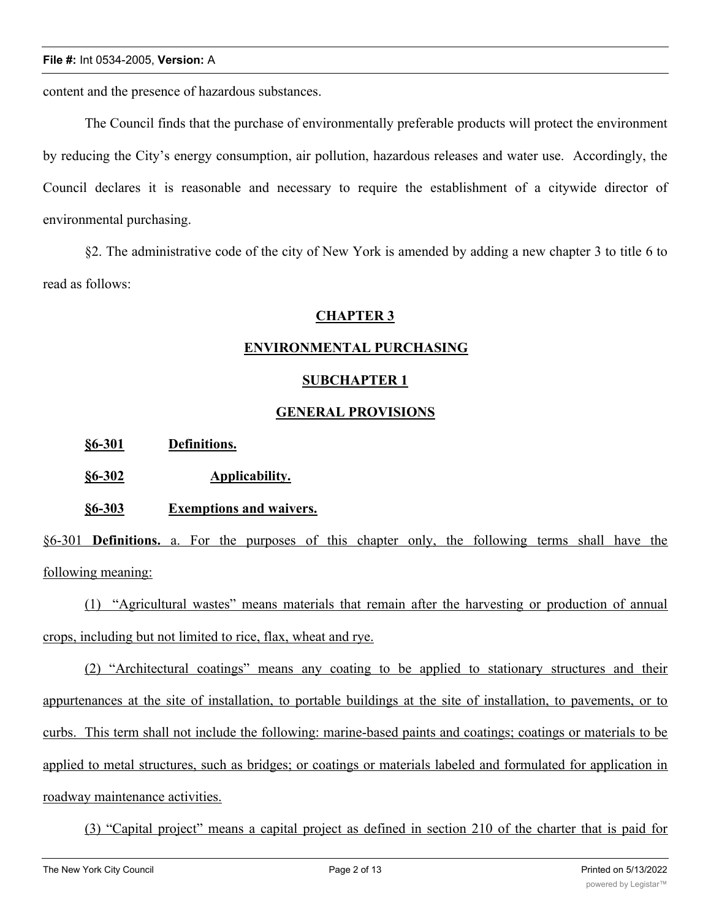content and the presence of hazardous substances.

The Council finds that the purchase of environmentally preferable products will protect the environment by reducing the City's energy consumption, air pollution, hazardous releases and water use. Accordingly, the Council declares it is reasonable and necessary to require the establishment of a citywide director of environmental purchasing.

§2. The administrative code of the city of New York is amended by adding a new chapter 3 to title 6 to read as follows:

**CHAPTER 3**

**ENVIRONMENTAL PURCHASING**

**SUBCHAPTER 1**

**GENERAL PROVISIONS**

**§6-301 Definitions.**

**§6-302 Applicability.**

**§6-303 Exemptions and waivers.**

§6-301 **Definitions.** a. For the purposes of this chapter only, the following terms shall have the following meaning:

(1) "Agricultural wastes" means materials that remain after the harvesting or production of annual crops, including but not limited to rice, flax, wheat and rye.

(2) "Architectural coatings" means any coating to be applied to stationary structures and their appurtenances at the site of installation, to portable buildings at the site of installation, to pavements, or to curbs. This term shall not include the following: marine-based paints and coatings; coatings or materials to be applied to metal structures, such as bridges; or coatings or materials labeled and formulated for application in roadway maintenance activities.

(3) "Capital project" means a capital project as defined in section 210 of the charter that is paid for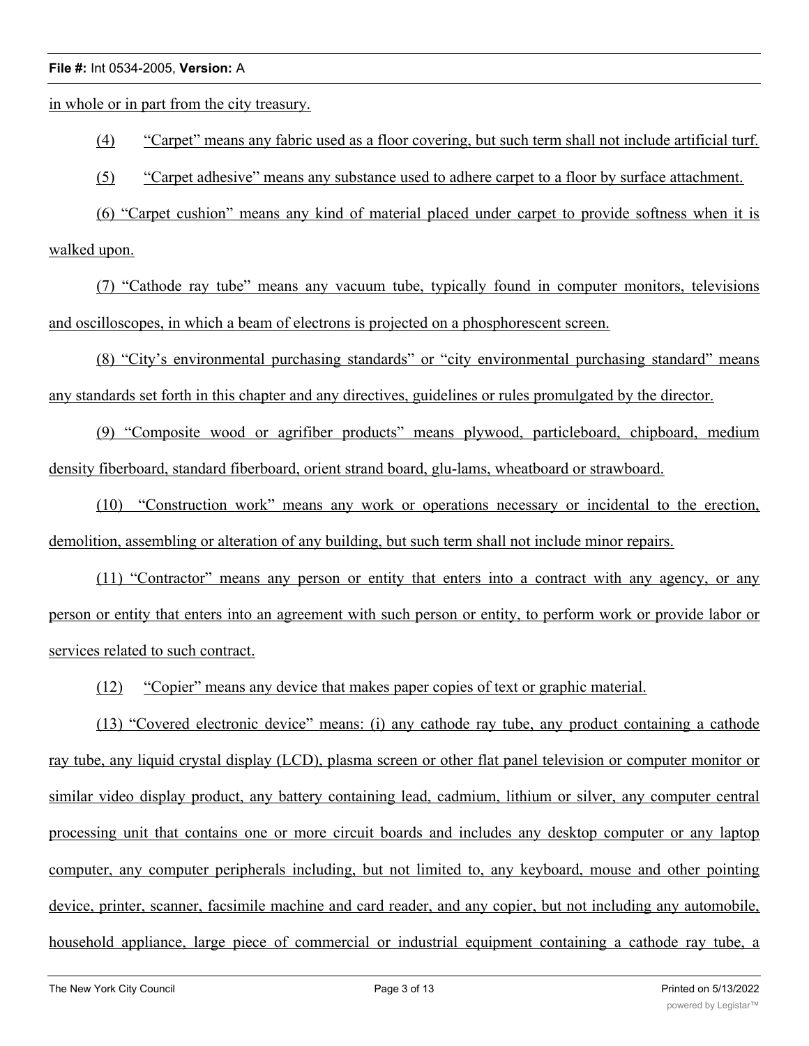in whole or in part from the city treasury.

(4) "Carpet" means any fabric used as a floor covering, but such term shall not include artificial turf.

(5) "Carpet adhesive" means any substance used to adhere carpet to a floor by surface attachment.

(6) "Carpet cushion" means any kind of material placed under carpet to provide softness when it is walked upon.

(7) "Cathode ray tube" means any vacuum tube, typically found in computer monitors, televisions and oscilloscopes, in which a beam of electrons is projected on a phosphorescent screen.

(8) "City's environmental purchasing standards" or "city environmental purchasing standard" means any standards set forth in this chapter and any directives, guidelines or rules promulgated by the director.

(9) "Composite wood or agrifiber products" means plywood, particleboard, chipboard, medium density fiberboard, standard fiberboard, orient strand board, glu-lams, wheatboard or strawboard.

(10) "Construction work" means any work or operations necessary or incidental to the erection, demolition, assembling or alteration of any building, but such term shall not include minor repairs.

(11) "Contractor" means any person or entity that enters into a contract with any agency, or any person or entity that enters into an agreement with such person or entity, to perform work or provide labor or services related to such contract.

(12) "Copier" means any device that makes paper copies of text or graphic material.

(13) "Covered electronic device" means: (i) any cathode ray tube, any product containing a cathode ray tube, any liquid crystal display (LCD), plasma screen or other flat panel television or computer monitor or similar video display product, any battery containing lead, cadmium, lithium or silver, any computer central processing unit that contains one or more circuit boards and includes any desktop computer or any laptop computer, any computer peripherals including, but not limited to, any keyboard, mouse and other pointing device, printer, scanner, facsimile machine and card reader, and any copier, but not including any automobile, household appliance, large piece of commercial or industrial equipment containing a cathode ray tube, a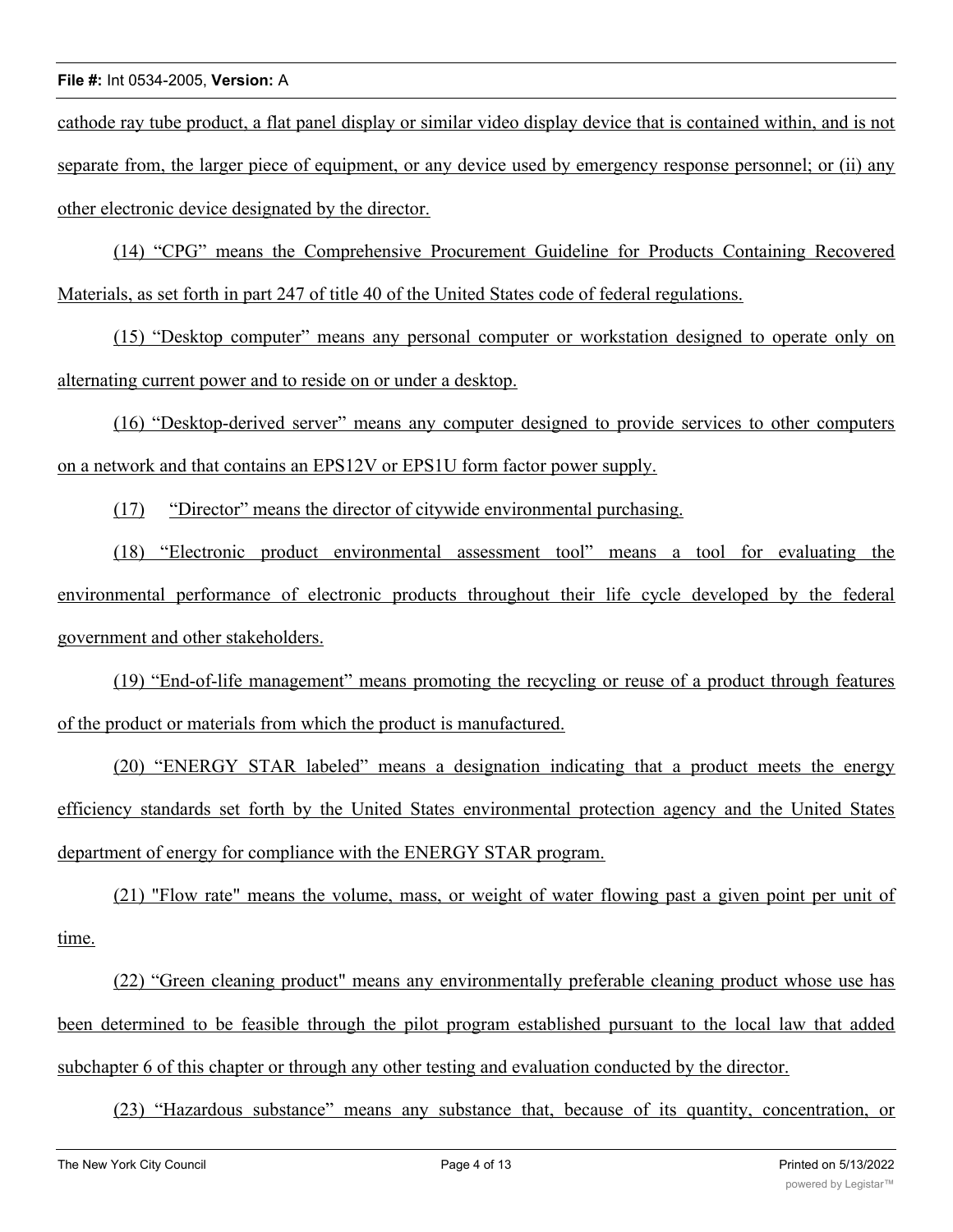cathode ray tube product, a flat panel display or similar video display device that is contained within, and is not separate from, the larger piece of equipment, or any device used by emergency response personnel; or (ii) any other electronic device designated by the director.

(14) "CPG" means the Comprehensive Procurement Guideline for Products Containing Recovered Materials, as set forth in part 247 of title 40 of the United States code of federal regulations.

(15) "Desktop computer" means any personal computer or workstation designed to operate only on alternating current power and to reside on or under a desktop.

(16) "Desktop-derived server" means any computer designed to provide services to other computers on a network and that contains an EPS12V or EPS1U form factor power supply.

(17) "Director" means the director of citywide environmental purchasing.

(18) "Electronic product environmental assessment tool" means a tool for evaluating the environmental performance of electronic products throughout their life cycle developed by the federal government and other stakeholders.

(19) "End-of-life management" means promoting the recycling or reuse of a product through features of the product or materials from which the product is manufactured.

(20) "ENERGY STAR labeled" means a designation indicating that a product meets the energy efficiency standards set forth by the United States environmental protection agency and the United States department of energy for compliance with the ENERGY STAR program.

(21) "Flow rate" means the volume, mass, or weight of water flowing past a given point per unit of time.

(22) "Green cleaning product" means any environmentally preferable cleaning product whose use has been determined to be feasible through the pilot program established pursuant to the local law that added subchapter 6 of this chapter or through any other testing and evaluation conducted by the director.

(23) "Hazardous substance" means any substance that, because of its quantity, concentration, or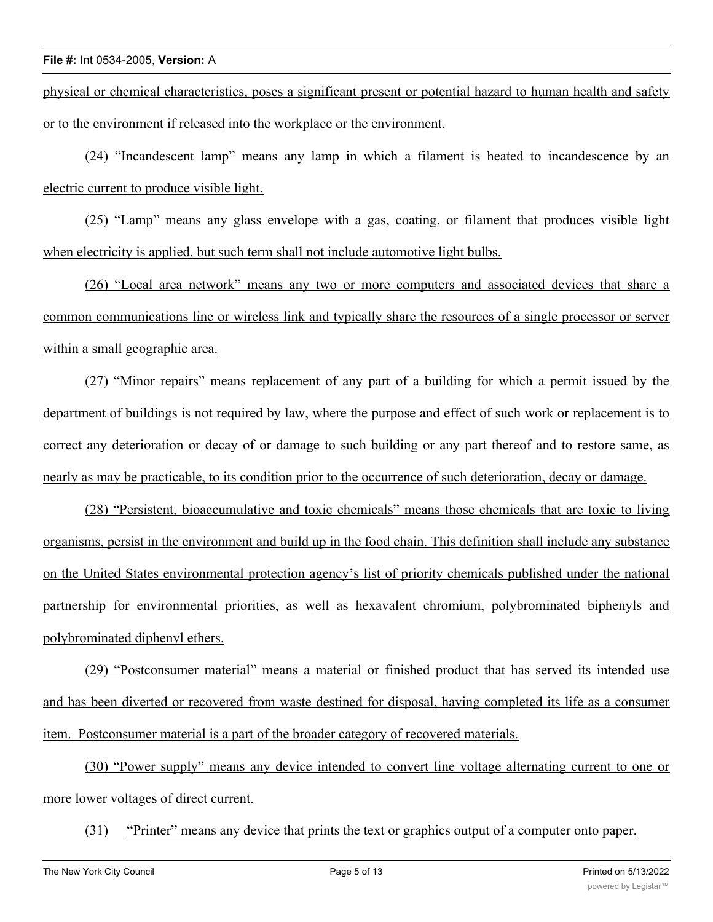physical or chemical characteristics, poses a significant present or potential hazard to human health and safety or to the environment if released into the workplace or the environment.

(24) "Incandescent lamp" means any lamp in which a filament is heated to incandescence by an electric current to produce visible light.

(25) "Lamp" means any glass envelope with a gas, coating, or filament that produces visible light when electricity is applied, but such term shall not include automotive light bulbs.

(26) "Local area network" means any two or more computers and associated devices that share a common communications line or wireless link and typically share the resources of a single processor or server within a small geographic area.

(27) "Minor repairs" means replacement of any part of a building for which a permit issued by the department of buildings is not required by law, where the purpose and effect of such work or replacement is to correct any deterioration or decay of or damage to such building or any part thereof and to restore same, as nearly as may be practicable, to its condition prior to the occurrence of such deterioration, decay or damage.

(28) "Persistent, bioaccumulative and toxic chemicals" means those chemicals that are toxic to living organisms, persist in the environment and build up in the food chain. This definition shall include any substance on the United States environmental protection agency's list of priority chemicals published under the national partnership for environmental priorities, as well as hexavalent chromium, polybrominated biphenyls and polybrominated diphenyl ethers.

(29) "Postconsumer material" means a material or finished product that has served its intended use and has been diverted or recovered from waste destined for disposal, having completed its life as a consumer item. Postconsumer material is a part of the broader category of recovered materials.

(30) "Power supply" means any device intended to convert line voltage alternating current to one or more lower voltages of direct current.

(31) "Printer" means any device that prints the text or graphics output of a computer onto paper.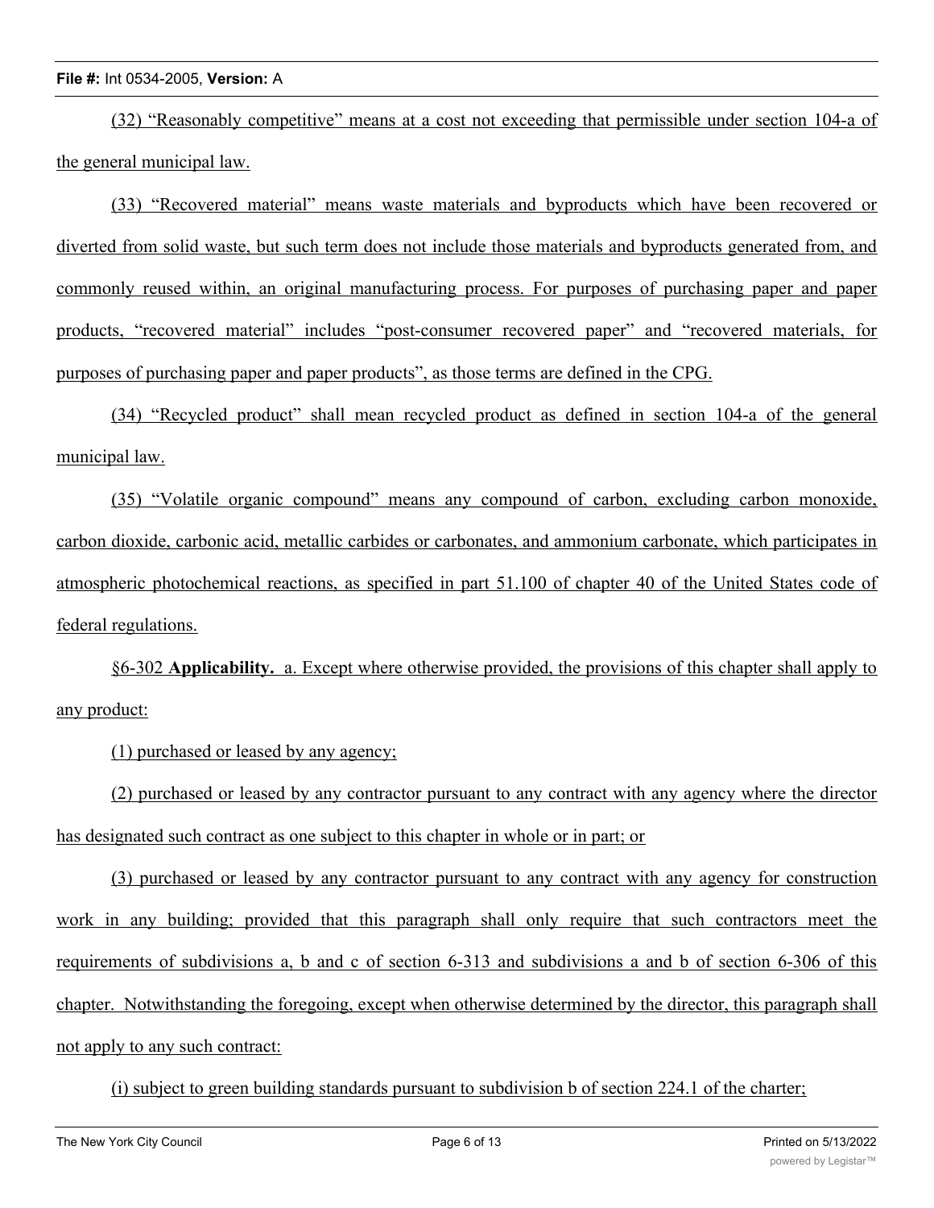(32) “Reasonably competitive” means at a cost not exceeding that permissible under section 104-a of the general municipal law.

(33) “Recovered material” means waste materials and byproducts which have been recovered or diverted from solid waste, but such term does not include those materials and byproducts generated from, and commonly reused within, an original manufacturing process. For purposes of purchasing paper and paper products, “recovered material” includes “post-consumer recovered paper” and “recovered materials, for purposes of purchasing paper and paper products”, as those terms are defined in the CPG.

(34) “Recycled product” shall mean recycled product as defined in section 104-a of the general municipal law.

(35) “Volatile organic compound” means any compound of carbon, excluding carbon monoxide, carbon dioxide, carbonic acid, metallic carbides or carbonates, and ammonium carbonate, which participates in atmospheric photochemical reactions, as specified in part 51.100 of chapter 40 of the United States code of federal regulations.

§6-302 **Applicability.** a. Except where otherwise provided, the provisions of this chapter shall apply to any product:

(1) purchased or leased by any agency;

(2) purchased or leased by any contractor pursuant to any contract with any agency where the director has designated such contract as one subject to this chapter in whole or in part; or

(3) purchased or leased by any contractor pursuant to any contract with any agency for construction work in any building; provided that this paragraph shall only require that such contractors meet the requirements of subdivisions a, b and c of section 6-313 and subdivisions a and b of section 6-306 of this chapter. Notwithstanding the foregoing, except when otherwise determined by the director, this paragraph shall not apply to any such contract:

(i) subject to green building standards pursuant to subdivision b of section 224.1 of the charter;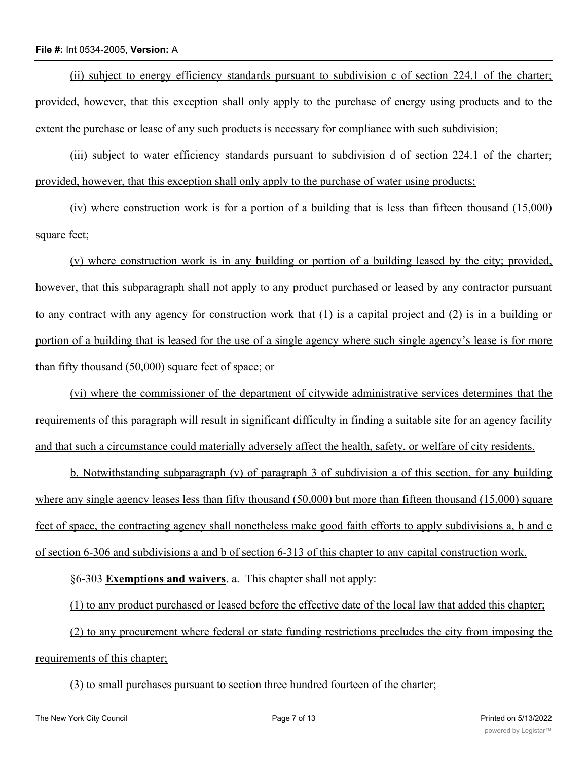(ii) subject to energy efficiency standards pursuant to subdivision c of section 224.1 of the charter; provided, however, that this exception shall only apply to the purchase of energy using products and to the extent the purchase or lease of any such products is necessary for compliance with such subdivision;

(iii) subject to water efficiency standards pursuant to subdivision d of section 224.1 of the charter; provided, however, that this exception shall only apply to the purchase of water using products;

(iv) where construction work is for a portion of a building that is less than fifteen thousand (15,000) square feet;

(v) where construction work is in any building or portion of a building leased by the city; provided, however, that this subparagraph shall not apply to any product purchased or leased by any contractor pursuant to any contract with any agency for construction work that (1) is a capital project and (2) is in a building or portion of a building that is leased for the use of a single agency where such single agency's lease is for more than fifty thousand (50,000) square feet of space; or

(vi) where the commissioner of the department of citywide administrative services determines that the requirements of this paragraph will result in significant difficulty in finding a suitable site for an agency facility and that such a circumstance could materially adversely affect the health, safety, or welfare of city residents.

b. Notwithstanding subparagraph (v) of paragraph 3 of subdivision a of this section, for any building where any single agency leases less than fifty thousand (50,000) but more than fifteen thousand (15,000) square feet of space, the contracting agency shall nonetheless make good faith efforts to apply subdivisions a, b and c of section 6-306 and subdivisions a and b of section 6-313 of this chapter to any capital construction work.

§6-303 **Exemptions and waivers**. a. This chapter shall not apply:

(1) to any product purchased or leased before the effective date of the local law that added this chapter;

(2) to any procurement where federal or state funding restrictions precludes the city from imposing the requirements of this chapter;

(3) to small purchases pursuant to section three hundred fourteen of the charter;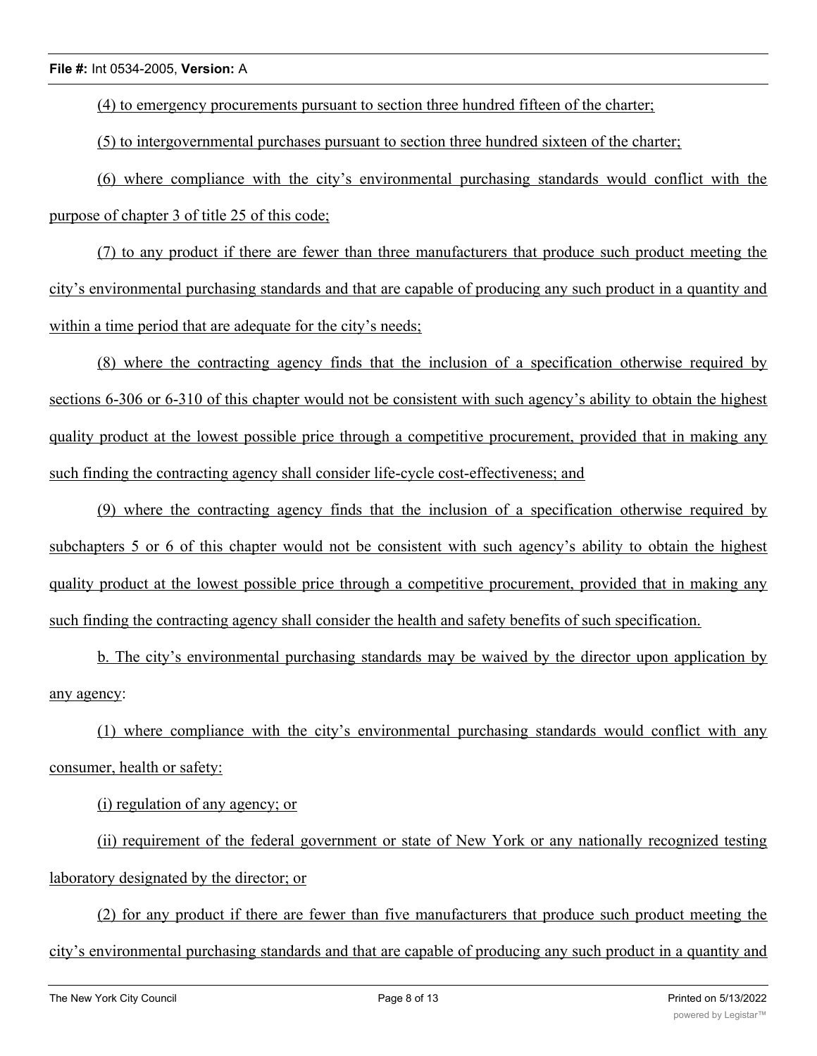(4) to emergency procurements pursuant to section three hundred fifteen of the charter;

(5) to intergovernmental purchases pursuant to section three hundred sixteen of the charter;

(6) where compliance with the city's environmental purchasing standards would conflict with the purpose of chapter 3 of title 25 of this code;

(7) to any product if there are fewer than three manufacturers that produce such product meeting the city's environmental purchasing standards and that are capable of producing any such product in a quantity and within a time period that are adequate for the city's needs;

(8) where the contracting agency finds that the inclusion of a specification otherwise required by sections 6-306 or 6-310 of this chapter would not be consistent with such agency's ability to obtain the highest quality product at the lowest possible price through a competitive procurement, provided that in making any such finding the contracting agency shall consider life-cycle cost-effectiveness; and

(9) where the contracting agency finds that the inclusion of a specification otherwise required by subchapters 5 or 6 of this chapter would not be consistent with such agency's ability to obtain the highest quality product at the lowest possible price through a competitive procurement, provided that in making any such finding the contracting agency shall consider the health and safety benefits of such specification.

b. The city's environmental purchasing standards may be waived by the director upon application by any agency:

(1) where compliance with the city's environmental purchasing standards would conflict with any consumer, health or safety:

(i) regulation of any agency; or

(ii) requirement of the federal government or state of New York or any nationally recognized testing laboratory designated by the director; or

(2) for any product if there are fewer than five manufacturers that produce such product meeting the city's environmental purchasing standards and that are capable of producing any such product in a quantity and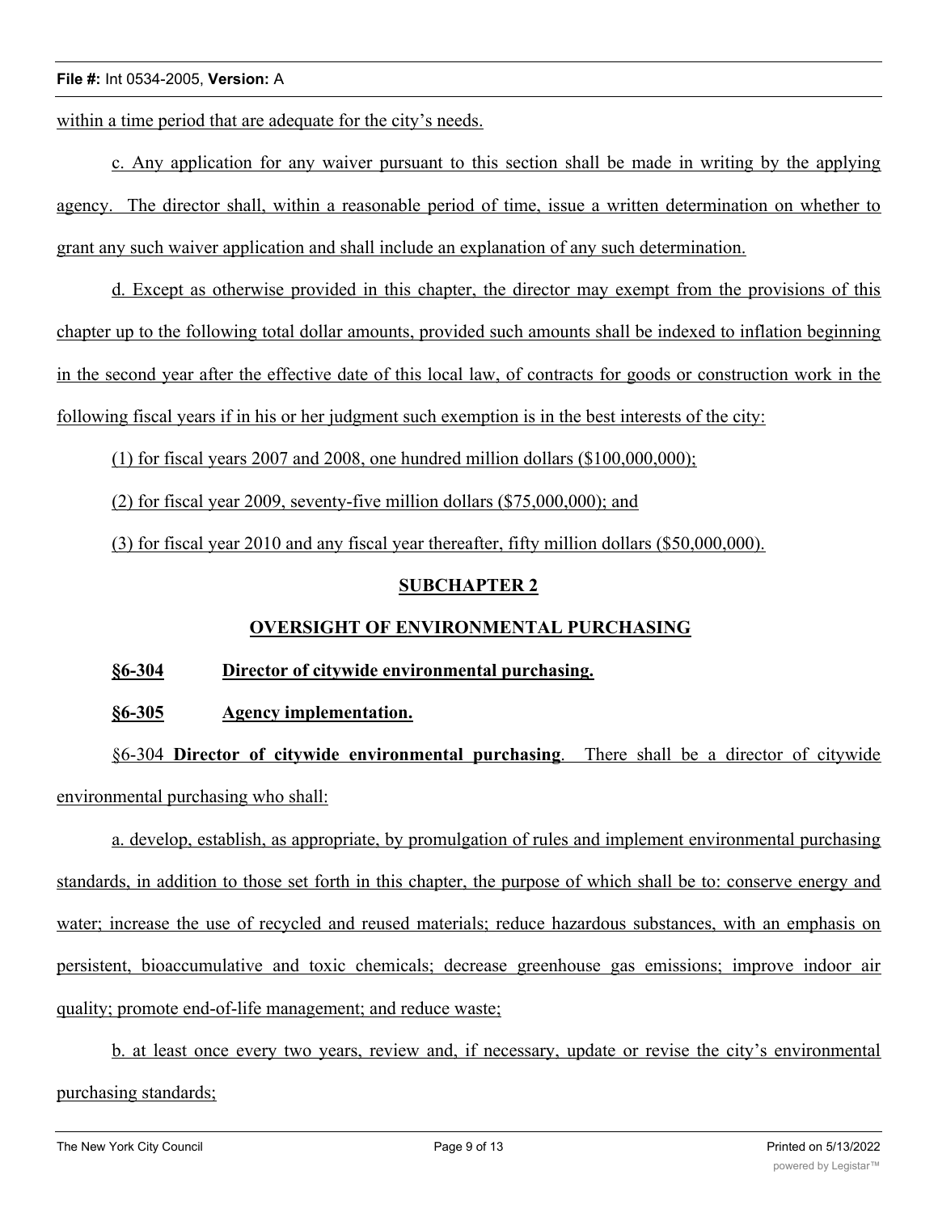within a time period that are adequate for the city's needs.

c. Any application for any waiver pursuant to this section shall be made in writing by the applying agency. The director shall, within a reasonable period of time, issue a written determination on whether to grant any such waiver application and shall include an explanation of any such determination.

d. Except as otherwise provided in this chapter, the director may exempt from the provisions of this chapter up to the following total dollar amounts, provided such amounts shall be indexed to inflation beginning in the second year after the effective date of this local law, of contracts for goods or construction work in the following fiscal years if in his or her judgment such exemption is in the best interests of the city:

(1) for fiscal years 2007 and 2008, one hundred million dollars ($100,000,000);

(2) for fiscal year 2009, seventy-five million dollars ($75,000,000); and

(3) for fiscal year 2010 and any fiscal year thereafter, fifty million dollars ($50,000,000).

## SUBCHAPTER 2

## OVERSIGHT OF ENVIRONMENTAL PURCHASING

**§6-304 Director of citywide environmental purchasing.**

**§6-305 Agency implementation.**

§6-304 **Director of citywide environmental purchasing**. There shall be a director of citywide environmental purchasing who shall:

a. develop, establish, as appropriate, by promulgation of rules and implement environmental purchasing standards, in addition to those set forth in this chapter, the purpose of which shall be to: conserve energy and water; increase the use of recycled and reused materials; reduce hazardous substances, with an emphasis on persistent, bioaccumulative and toxic chemicals; decrease greenhouse gas emissions; improve indoor air quality; promote end-of-life management; and reduce waste;

b. at least once every two years, review and, if necessary, update or revise the city's environmental purchasing standards;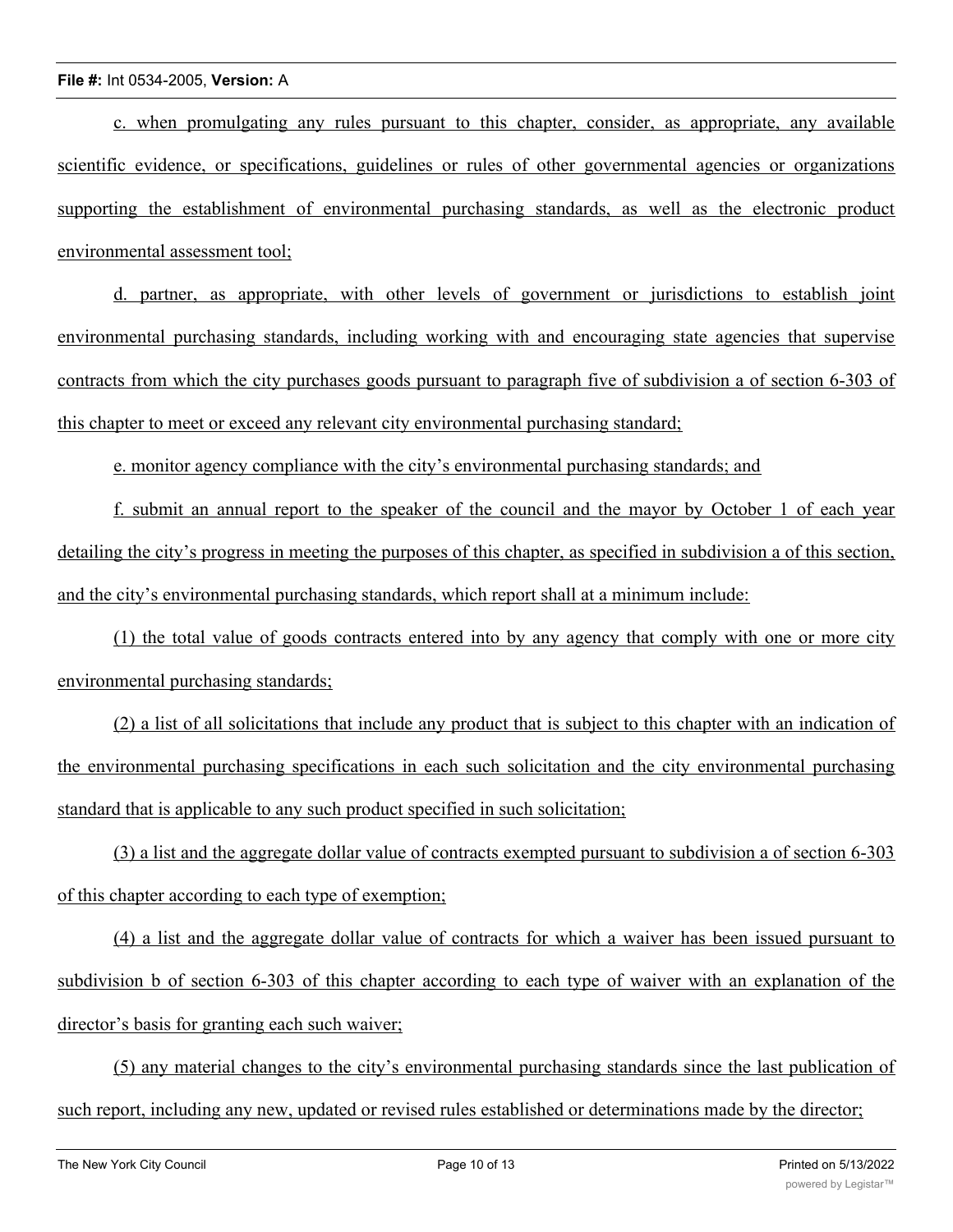c. when promulgating any rules pursuant to this chapter, consider, as appropriate, any available scientific evidence, or specifications, guidelines or rules of other governmental agencies or organizations supporting the establishment of environmental purchasing standards, as well as the electronic product environmental assessment tool;

d. partner, as appropriate, with other levels of government or jurisdictions to establish joint environmental purchasing standards, including working with and encouraging state agencies that supervise contracts from which the city purchases goods pursuant to paragraph five of subdivision a of section 6-303 of this chapter to meet or exceed any relevant city environmental purchasing standard;

e. monitor agency compliance with the city's environmental purchasing standards; and

f. submit an annual report to the speaker of the council and the mayor by October 1 of each year detailing the city's progress in meeting the purposes of this chapter, as specified in subdivision a of this section, and the city's environmental purchasing standards, which report shall at a minimum include:

(1) the total value of goods contracts entered into by any agency that comply with one or more city environmental purchasing standards;

(2) a list of all solicitations that include any product that is subject to this chapter with an indication of the environmental purchasing specifications in each such solicitation and the city environmental purchasing standard that is applicable to any such product specified in such solicitation;

(3) a list and the aggregate dollar value of contracts exempted pursuant to subdivision a of section 6-303 of this chapter according to each type of exemption;

(4) a list and the aggregate dollar value of contracts for which a waiver has been issued pursuant to subdivision b of section 6-303 of this chapter according to each type of waiver with an explanation of the director's basis for granting each such waiver;

(5) any material changes to the city's environmental purchasing standards since the last publication of such report, including any new, updated or revised rules established or determinations made by the director;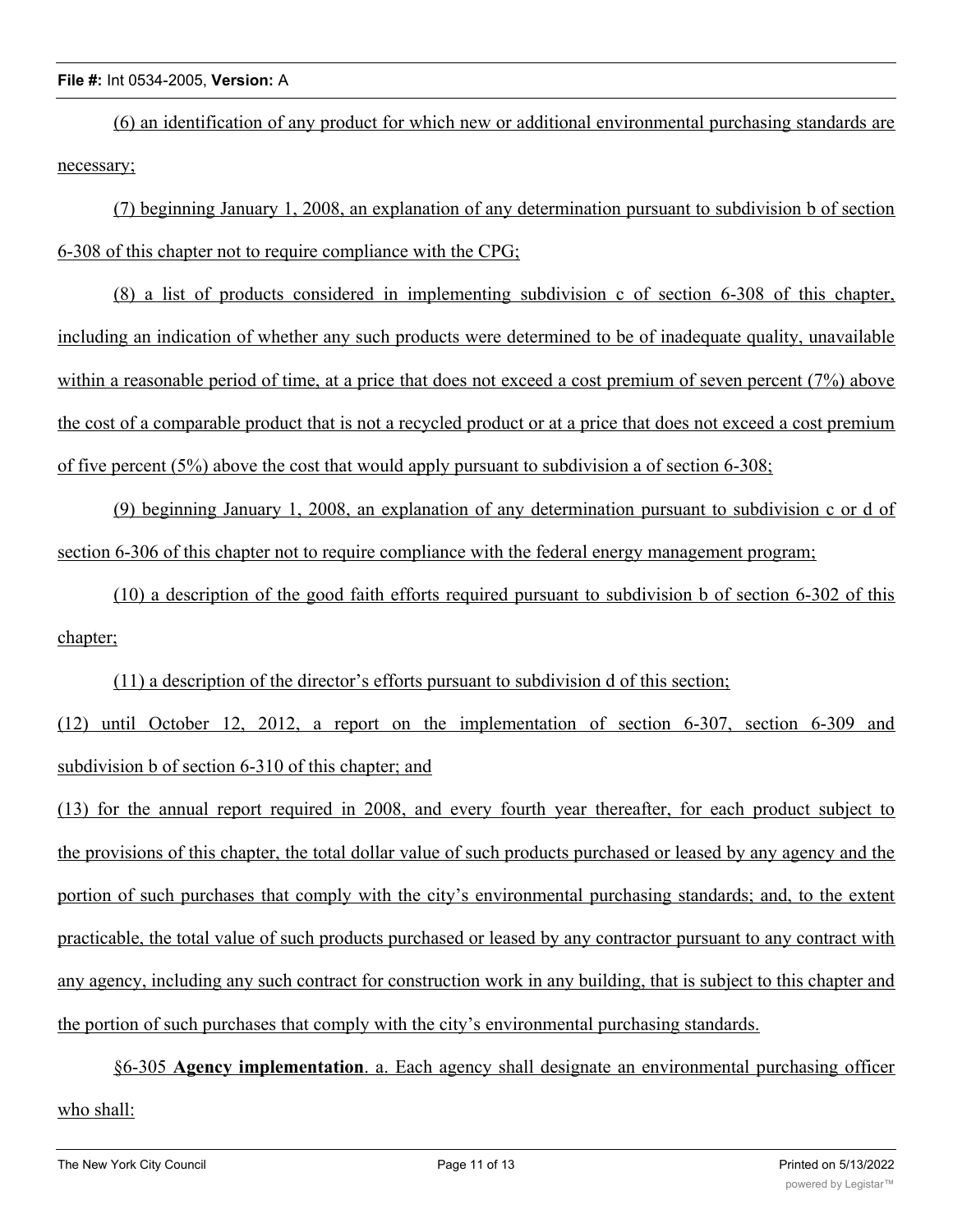(6) an identification of any product for which new or additional environmental purchasing standards are necessary;

(7) beginning January 1, 2008, an explanation of any determination pursuant to subdivision b of section 6-308 of this chapter not to require compliance with the CPG;

(8) a list of products considered in implementing subdivision c of section 6-308 of this chapter, including an indication of whether any such products were determined to be of inadequate quality, unavailable within a reasonable period of time, at a price that does not exceed a cost premium of seven percent (7%) above the cost of a comparable product that is not a recycled product or at a price that does not exceed a cost premium of five percent (5%) above the cost that would apply pursuant to subdivision a of section 6-308;

(9) beginning January 1, 2008, an explanation of any determination pursuant to subdivision c or d of section 6-306 of this chapter not to require compliance with the federal energy management program;

(10) a description of the good faith efforts required pursuant to subdivision b of section 6-302 of this chapter;

(11) a description of the director's efforts pursuant to subdivision d of this section;

(12) until October 12, 2012, a report on the implementation of section 6-307, section 6-309 and subdivision b of section 6-310 of this chapter; and

(13) for the annual report required in 2008, and every fourth year thereafter, for each product subject to the provisions of this chapter, the total dollar value of such products purchased or leased by any agency and the portion of such purchases that comply with the city's environmental purchasing standards; and, to the extent practicable, the total value of such products purchased or leased by any contractor pursuant to any contract with any agency, including any such contract for construction work in any building, that is subject to this chapter and the portion of such purchases that comply with the city's environmental purchasing standards.

§6-305 **Agency implementation**. a. Each agency shall designate an environmental purchasing officer who shall: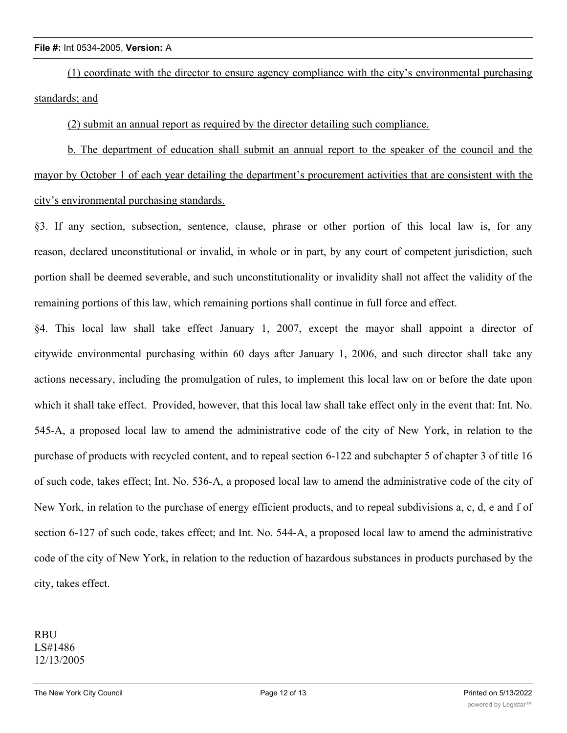(1) coordinate with the director to ensure agency compliance with the city's environmental purchasing standards; and

(2) submit an annual report as required by the director detailing such compliance.

b. The department of education shall submit an annual report to the speaker of the council and the mayor by October 1 of each year detailing the department's procurement activities that are consistent with the city's environmental purchasing standards.

§3. If any section, subsection, sentence, clause, phrase or other portion of this local law is, for any reason, declared unconstitutional or invalid, in whole or in part, by any court of competent jurisdiction, such portion shall be deemed severable, and such unconstitutionality or invalidity shall not affect the validity of the remaining portions of this law, which remaining portions shall continue in full force and effect.

§4. This local law shall take effect January 1, 2007, except the mayor shall appoint a director of citywide environmental purchasing within 60 days after January 1, 2006, and such director shall take any actions necessary, including the promulgation of rules, to implement this local law on or before the date upon which it shall take effect. Provided, however, that this local law shall take effect only in the event that: Int. No. 545-A, a proposed local law to amend the administrative code of the city of New York, in relation to the purchase of products with recycled content, and to repeal section 6-122 and subchapter 5 of chapter 3 of title 16 of such code, takes effect; Int. No. 536-A, a proposed local law to amend the administrative code of the city of New York, in relation to the purchase of energy efficient products, and to repeal subdivisions a, c, d, e and f of section 6-127 of such code, takes effect; and Int. No. 544-A, a proposed local law to amend the administrative code of the city of New York, in relation to the reduction of hazardous substances in products purchased by the city, takes effect.

RBU
LS#1486
12/13/2005